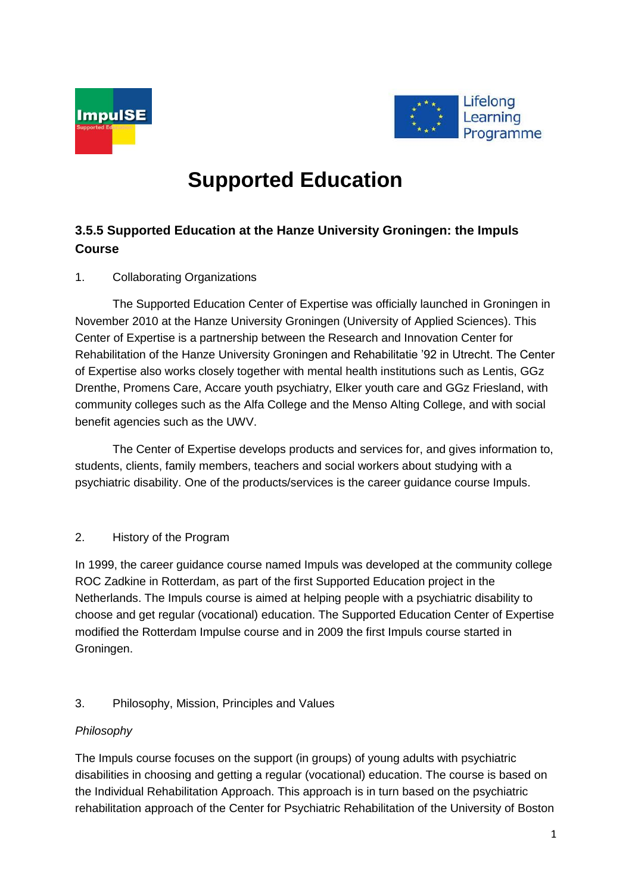# Supported Education

### 3.5.5 Supported Education at the Hanze University Groningen: the Impuls Course

1. Collaborating Organizations

The Supported Education Center of Expertise was officially launched in Groningen in November 2010 at the Hanze University Groningen (University of Applied Sciences). This Center of Expertise is a partnership between the Research and Innovation Center for Rehabilitation of the Hanze University Groningen and Rehabilitatie '92 in Utrecht. The Center of Expertise also works closely together with mental health institutions such as Lentis, GGz Drenthe, Promens Care, Accare youth psychiatry, Elker youth care and GGz Friesland, with community colleges such as the Alfa College and the Menso Alting College, and with social benefit agencies such as the UWV.

The Center of Expertise develops products and services for, and gives information to, students, clients, family members, teachers and social workers about studying with a psychiatric disability. One of the products/services is the career guidance course Impuls.

2. History of the Program

In 1999, the career guidance course named Impuls was developed at the community college ROC Zadkine in Rotterdam, as part of the first Supported Education project in the Netherlands. The Impuls course is aimed at helping people with a psychiatric disability to choose and get regular (vocational) education. The Supported Education Center of Expertise modified the Rotterdam Impulse course and in 2009 the first Impuls course started in Groningen.

3. Philosophy, Mission, Principles and Values

*Philosophy*

The Impuls course focuses on the support (in groups) of young adults with psychiatric disabilities in choosing and getting a regular (vocational) education. The course is based on the Individual Rehabilitation Approach. This approach is in turn based on the psychiatric rehabilitation approach of the Center for Psychiatric Rehabilitation of the University of Boston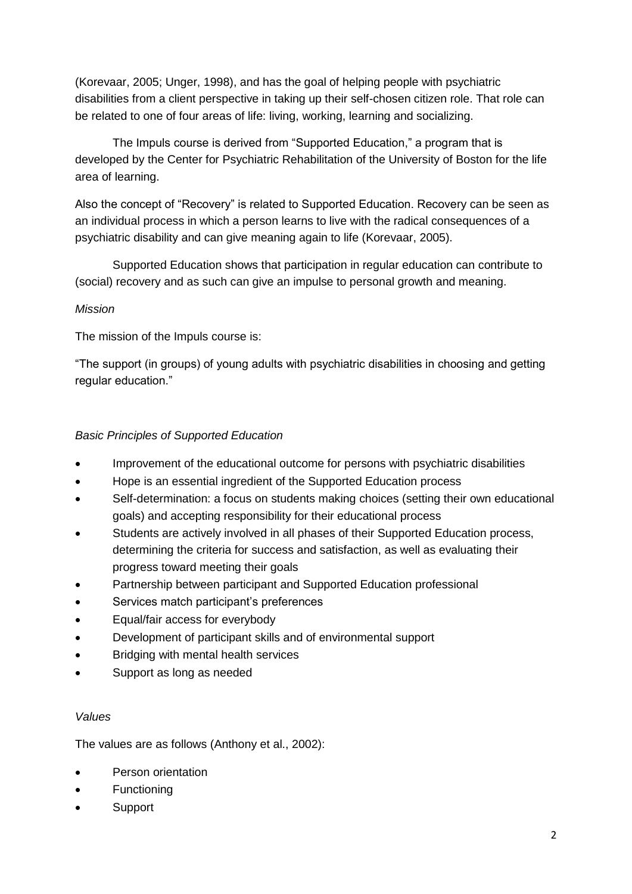(Korevaar, 2005; Unger, 1998), and has the goal of helping people with psychiatric disabilities from a client perspective in taking up their self-chosen citizen role. That role can be related to one of four areas of life: living, working, learning and socializing.

The Impuls course is derived from "Supported Education," a program that is developed by the Center for Psychiatric Rehabilitation of the University of Boston for the life area of learning.

Also the concept of "Recovery" is related to Supported Education. Recovery can be seen as an individual process in which a person learns to live with the radical consequences of a psychiatric disability and can give meaning again to life (Korevaar, 2005).

Supported Education shows that participation in regular education can contribute to (social) recovery and as such can give an impulse to personal growth and meaning.

*Mission*

The mission of the Impuls course is:

"The support (in groups) of young adults with psychiatric disabilities in choosing and getting regular education."

*Basic Principles of Supported Education*

- Improvement of the educational outcome for persons with psychiatric disabilities
- Hope is an essential ingredient of the Supported Education process
- Self-determination: a focus on students making choices (setting their own educational goals) and accepting responsibility for their educational process
- Students are actively involved in all phases of their Supported Education process, determining the criteria for success and satisfaction, as well as evaluating their progress toward meeting their goals
- Partnership between participant and Supported Education professional
- Services match participant's preferences
- Equal/fair access for everybody
- Development of participant skills and of environmental support
- Bridging with mental health services
- Support as long as needed

*Values*

The values are as follows (Anthony et al., 2002):

- Person orientation
- Functioning
- Support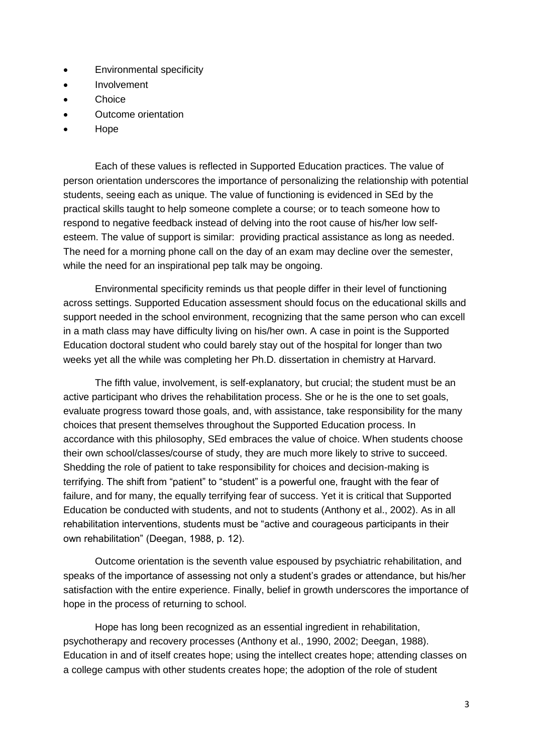- Environmental specificity
- Involvement
- Choice
- Outcome orientation
- Hope

Each of these values is reflected in Supported Education practices. The value of person orientation underscores the importance of personalizing the relationship with potential students, seeing each as unique. The value of functioning is evidenced in SEd by the practical skills taught to help someone complete a course; or to teach someone how to respond to negative feedback instead of delving into the root cause of his/her low self-esteem. The value of support is similar: providing practical assistance as long as needed. The need for a morning phone call on the day of an exam may decline over the semester, while the need for an inspirational pep talk may be ongoing.

Environmental specificity reminds us that people differ in their level of functioning across settings. Supported Education assessment should focus on the educational skills and support needed in the school environment, recognizing that the same person who can excell in a math class may have difficulty living on his/her own. A case in point is the Supported Education doctoral student who could barely stay out of the hospital for longer than two weeks yet all the while was completing her Ph.D. dissertation in chemistry at Harvard.

The fifth value, involvement, is self-explanatory, but crucial; the student must be an active participant who drives the rehabilitation process. She or he is the one to set goals, evaluate progress toward those goals, and, with assistance, take responsibility for the many choices that present themselves throughout the Supported Education process. In accordance with this philosophy, SEd embraces the value of choice. When students choose their own school/classes/course of study, they are much more likely to strive to succeed. Shedding the role of patient to take responsibility for choices and decision-making is terrifying. The shift from "patient" to "student" is a powerful one, fraught with the fear of failure, and for many, the equally terrifying fear of success. Yet it is critical that Supported Education be conducted with students, and not to students (Anthony et al., 2002). As in all rehabilitation interventions, students must be "active and courageous participants in their own rehabilitation" (Deegan, 1988, p. 12).

Outcome orientation is the seventh value espoused by psychiatric rehabilitation, and speaks of the importance of assessing not only a student's grades or attendance, but his/her satisfaction with the entire experience. Finally, belief in growth underscores the importance of hope in the process of returning to school.

Hope has long been recognized as an essential ingredient in rehabilitation, psychotherapy and recovery processes (Anthony et al., 1990, 2002; Deegan, 1988). Education in and of itself creates hope; using the intellect creates hope; attending classes on a college campus with other students creates hope; the adoption of the role of student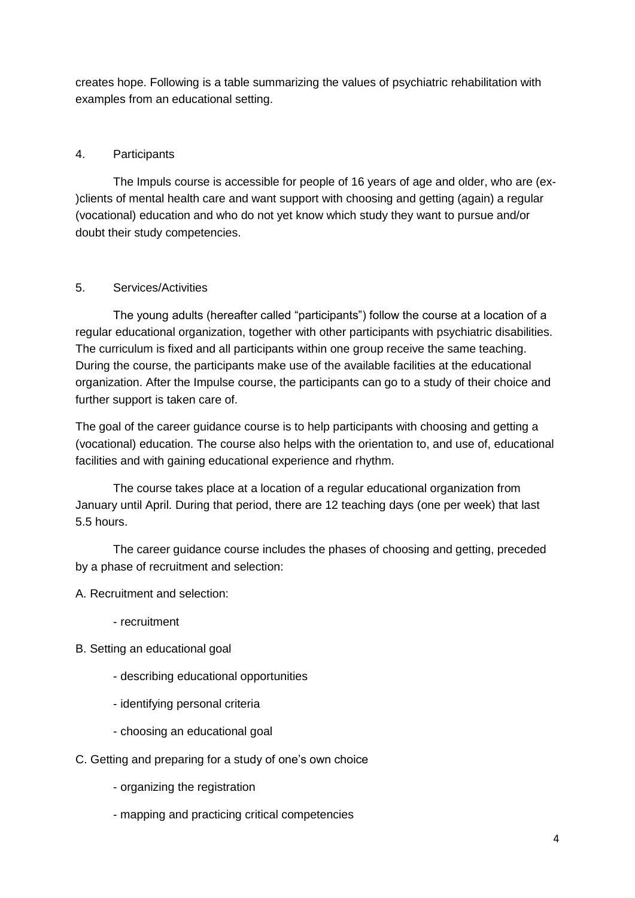creates hope. Following is a table summarizing the values of psychiatric rehabilitation with examples from an educational setting.

## 4. Participants

The Impuls course is accessible for people of 16 years of age and older, who are (ex-)clients of mental health care and want support with choosing and getting (again) a regular (vocational) education and who do not yet know which study they want to pursue and/or doubt their study competencies.

## 5. Services/Activities

The young adults (hereafter called "participants") follow the course at a location of a regular educational organization, together with other participants with psychiatric disabilities. The curriculum is fixed and all participants within one group receive the same teaching. During the course, the participants make use of the available facilities at the educational organization. After the Impulse course, the participants can go to a study of their choice and further support is taken care of.

The goal of the career guidance course is to help participants with choosing and getting a (vocational) education. The course also helps with the orientation to, and use of, educational facilities and with gaining educational experience and rhythm.

The course takes place at a location of a regular educational organization from January until April. During that period, there are 12 teaching days (one per week) that last 5.5 hours.

The career guidance course includes the phases of choosing and getting, preceded by a phase of recruitment and selection:

A. Recruitment and selection:

- recruitment

B. Setting an educational goal

- describing educational opportunities
- identifying personal criteria
- choosing an educational goal

C. Getting and preparing for a study of one's own choice

- organizing the registration
- mapping and practicing critical competencies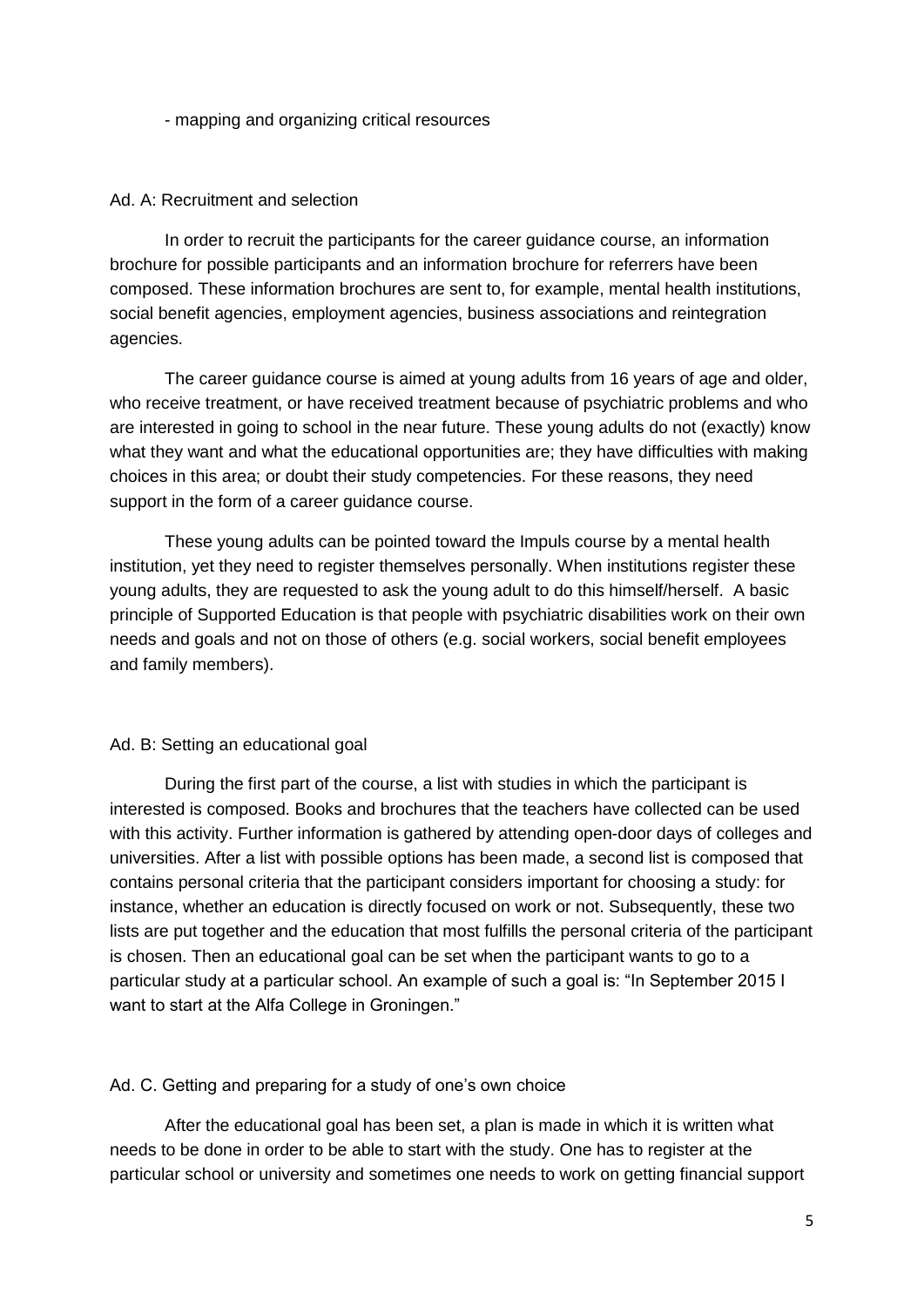- mapping and organizing critical resources

Ad. A: Recruitment and selection

In order to recruit the participants for the career guidance course, an information brochure for possible participants and an information brochure for referrers have been composed. These information brochures are sent to, for example, mental health institutions, social benefit agencies, employment agencies, business associations and reintegration agencies.

The career guidance course is aimed at young adults from 16 years of age and older, who receive treatment, or have received treatment because of psychiatric problems and who are interested in going to school in the near future. These young adults do not (exactly) know what they want and what the educational opportunities are; they have difficulties with making choices in this area; or doubt their study competencies. For these reasons, they need support in the form of a career guidance course.

These young adults can be pointed toward the Impuls course by a mental health institution, yet they need to register themselves personally. When institutions register these young adults, they are requested to ask the young adult to do this himself/herself. A basic principle of Supported Education is that people with psychiatric disabilities work on their own needs and goals and not on those of others (e.g. social workers, social benefit employees and family members).

Ad. B: Setting an educational goal

During the first part of the course, a list with studies in which the participant is interested is composed. Books and brochures that the teachers have collected can be used with this activity. Further information is gathered by attending open-door days of colleges and universities. After a list with possible options has been made, a second list is composed that contains personal criteria that the participant considers important for choosing a study: for instance, whether an education is directly focused on work or not. Subsequently, these two lists are put together and the education that most fulfills the personal criteria of the participant is chosen. Then an educational goal can be set when the participant wants to go to a particular study at a particular school. An example of such a goal is: "In September 2015 I want to start at the Alfa College in Groningen."

Ad. C. Getting and preparing for a study of one's own choice

After the educational goal has been set, a plan is made in which it is written what needs to be done in order to be able to start with the study. One has to register at the particular school or university and sometimes one needs to work on getting financial support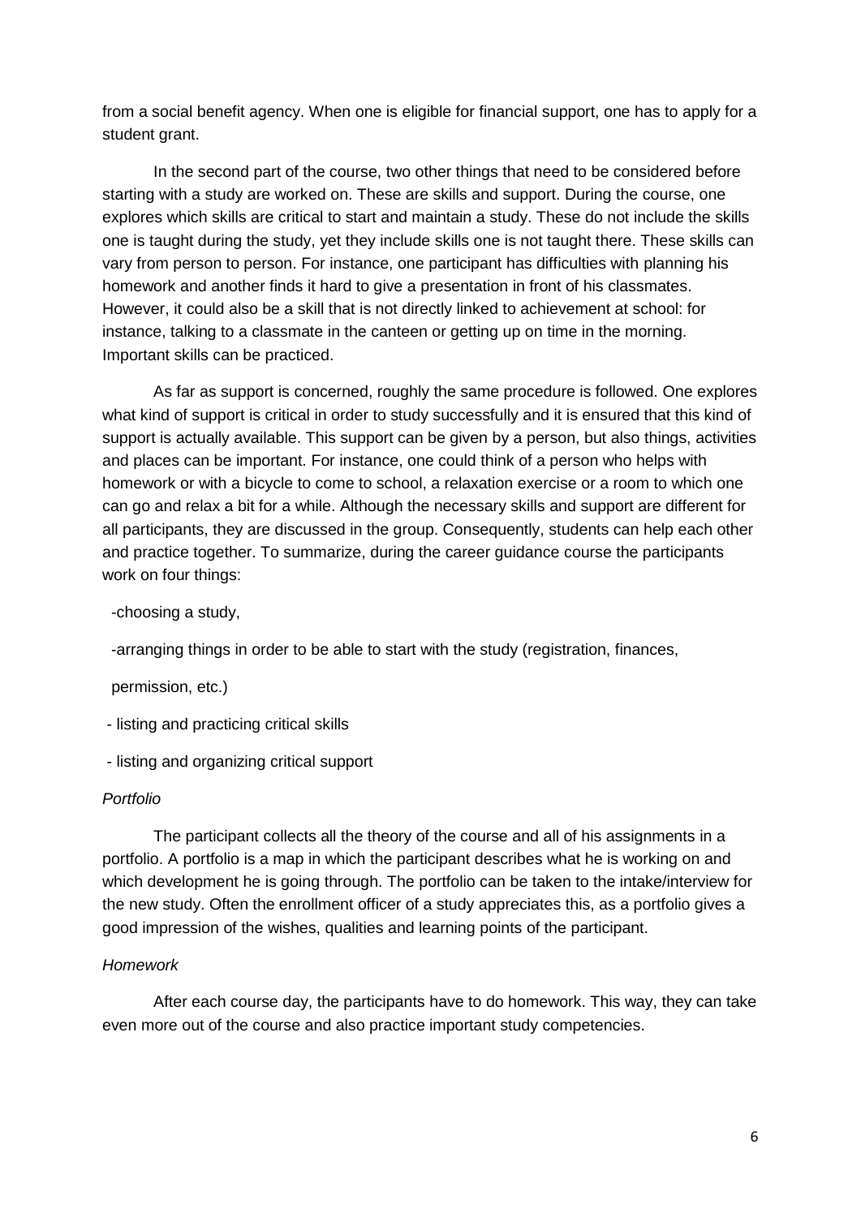from a social benefit agency. When one is eligible for financial support, one has to apply for a student grant.

In the second part of the course, two other things that need to be considered before starting with a study are worked on. These are skills and support. During the course, one explores which skills are critical to start and maintain a study. These do not include the skills one is taught during the study, yet they include skills one is not taught there. These skills can vary from person to person. For instance, one participant has difficulties with planning his homework and another finds it hard to give a presentation in front of his classmates. However, it could also be a skill that is not directly linked to achievement at school: for instance, talking to a classmate in the canteen or getting up on time in the morning. Important skills can be practiced.

As far as support is concerned, roughly the same procedure is followed. One explores what kind of support is critical in order to study successfully and it is ensured that this kind of support is actually available. This support can be given by a person, but also things, activities and places can be important. For instance, one could think of a person who helps with homework or with a bicycle to come to school, a relaxation exercise or a room to which one can go and relax a bit for a while. Although the necessary skills and support are different for all participants, they are discussed in the group. Consequently, students can help each other and practice together. To summarize, during the career guidance course the participants work on four things:

- choosing a study,
- arranging things in order to be able to start with the study (registration, finances, permission, etc.)
- listing and practicing critical skills
- listing and organizing critical support

*Portfolio*

The participant collects all the theory of the course and all of his assignments in a portfolio. A portfolio is a map in which the participant describes what he is working on and which development he is going through. The portfolio can be taken to the intake/interview for the new study. Often the enrollment officer of a study appreciates this, as a portfolio gives a good impression of the wishes, qualities and learning points of the participant.

*Homework*

After each course day, the participants have to do homework. This way, they can take even more out of the course and also practice important study competencies.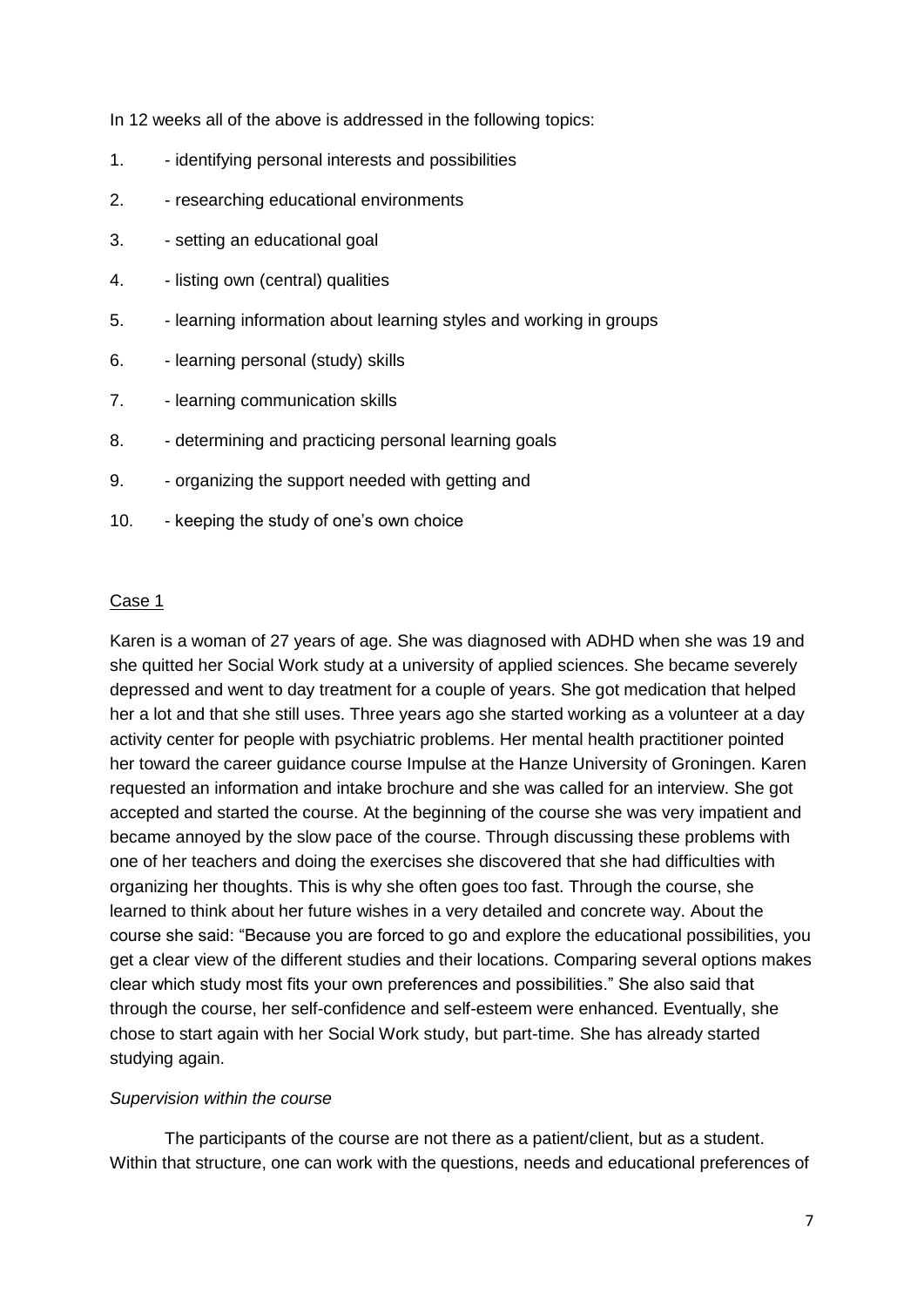In 12 weeks all of the above is addressed in the following topics:

1. - identifying personal interests and possibilities
2. - researching educational environments
3. - setting an educational goal
4. - listing own (central) qualities
5. - learning information about learning styles and working in groups
6. - learning personal (study) skills
7. - learning communication skills
8. - determining and practicing personal learning goals
9. - organizing the support needed with getting and
10. - keeping the study of one's own choice

<u>Case 1</u>

Karen is a woman of 27 years of age. She was diagnosed with ADHD when she was 19 and she quitted her Social Work study at a university of applied sciences. She became severely depressed and went to day treatment for a couple of years. She got medication that helped her a lot and that she still uses. Three years ago she started working as a volunteer at a day activity center for people with psychiatric problems. Her mental health practitioner pointed her toward the career guidance course Impulse at the Hanze University of Groningen. Karen requested an information and intake brochure and she was called for an interview. She got accepted and started the course. At the beginning of the course she was very impatient and became annoyed by the slow pace of the course. Through discussing these problems with one of her teachers and doing the exercises she discovered that she had difficulties with organizing her thoughts. This is why she often goes too fast. Through the course, she learned to think about her future wishes in a very detailed and concrete way. About the course she said: "Because you are forced to go and explore the educational possibilities, you get a clear view of the different studies and their locations. Comparing several options makes clear which study most fits your own preferences and possibilities." She also said that through the course, her self-confidence and self-esteem were enhanced. Eventually, she chose to start again with her Social Work study, but part-time. She has already started studying again.

*Supervision within the course*

The participants of the course are not there as a patient/client, but as a student. Within that structure, one can work with the questions, needs and educational preferences of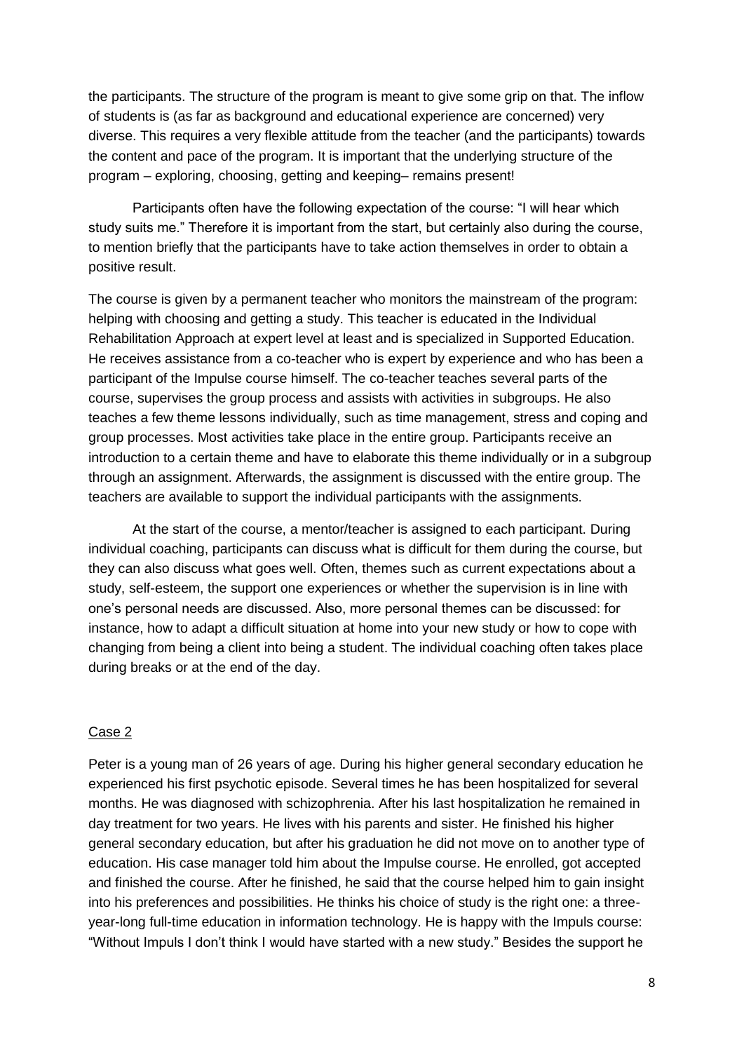the participants. The structure of the program is meant to give some grip on that. The inflow of students is (as far as background and educational experience are concerned) very diverse. This requires a very flexible attitude from the teacher (and the participants) towards the content and pace of the program. It is important that the underlying structure of the program – exploring, choosing, getting and keeping– remains present!

Participants often have the following expectation of the course: "I will hear which study suits me." Therefore it is important from the start, but certainly also during the course, to mention briefly that the participants have to take action themselves in order to obtain a positive result.

The course is given by a permanent teacher who monitors the mainstream of the program: helping with choosing and getting a study. This teacher is educated in the Individual Rehabilitation Approach at expert level at least and is specialized in Supported Education. He receives assistance from a co-teacher who is expert by experience and who has been a participant of the Impulse course himself. The co-teacher teaches several parts of the course, supervises the group process and assists with activities in subgroups. He also teaches a few theme lessons individually, such as time management, stress and coping and group processes. Most activities take place in the entire group. Participants receive an introduction to a certain theme and have to elaborate this theme individually or in a subgroup through an assignment. Afterwards, the assignment is discussed with the entire group. The teachers are available to support the individual participants with the assignments.

At the start of the course, a mentor/teacher is assigned to each participant. During individual coaching, participants can discuss what is difficult for them during the course, but they can also discuss what goes well. Often, themes such as current expectations about a study, self-esteem, the support one experiences or whether the supervision is in line with one's personal needs are discussed. Also, more personal themes can be discussed: for instance, how to adapt a difficult situation at home into your new study or how to cope with changing from being a client into being a student. The individual coaching often takes place during breaks or at the end of the day.

Case 2

Peter is a young man of 26 years of age. During his higher general secondary education he experienced his first psychotic episode. Several times he has been hospitalized for several months. He was diagnosed with schizophrenia. After his last hospitalization he remained in day treatment for two years. He lives with his parents and sister. He finished his higher general secondary education, but after his graduation he did not move on to another type of education. His case manager told him about the Impulse course. He enrolled, got accepted and finished the course. After he finished, he said that the course helped him to gain insight into his preferences and possibilities. He thinks his choice of study is the right one: a three-year-long full-time education in information technology. He is happy with the Impuls course: "Without Impuls I don't think I would have started with a new study." Besides the support he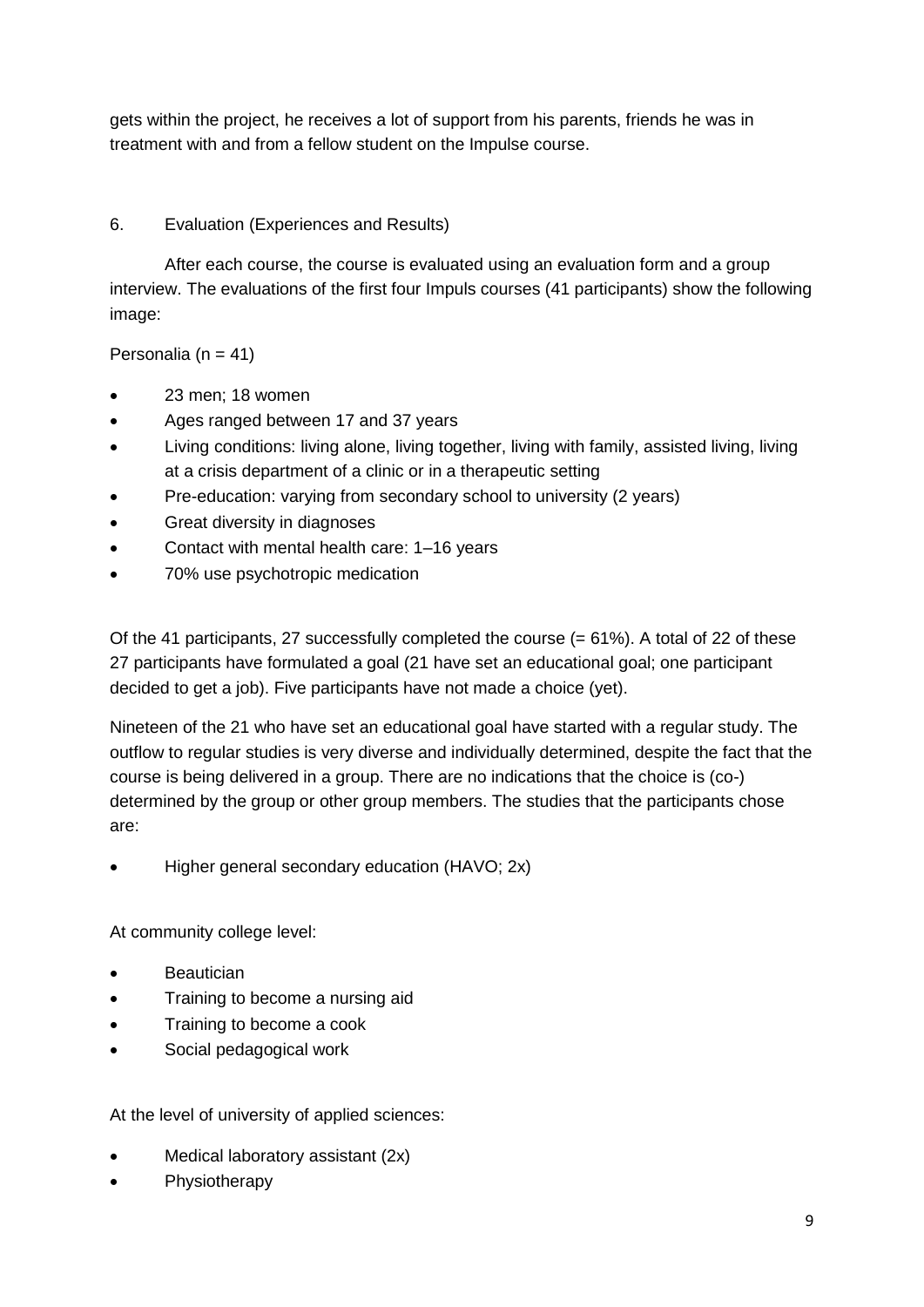gets within the project, he receives a lot of support from his parents, friends he was in treatment with and from a fellow student on the Impulse course.

## 6. Evaluation (Experiences and Results)

After each course, the course is evaluated using an evaluation form and a group interview. The evaluations of the first four Impuls courses (41 participants) show the following image:

Personalia (n = 41)

- 23 men; 18 women
- Ages ranged between 17 and 37 years
- Living conditions: living alone, living together, living with family, assisted living, living at a crisis department of a clinic or in a therapeutic setting
- Pre-education: varying from secondary school to university (2 years)
- Great diversity in diagnoses
- Contact with mental health care: 1–16 years
- 70% use psychotropic medication

Of the 41 participants, 27 successfully completed the course (= 61%). A total of 22 of these 27 participants have formulated a goal (21 have set an educational goal; one participant decided to get a job). Five participants have not made a choice (yet).

Nineteen of the 21 who have set an educational goal have started with a regular study. The outflow to regular studies is very diverse and individually determined, despite the fact that the course is being delivered in a group. There are no indications that the choice is (co-) determined by the group or other group members. The studies that the participants chose are:

- Higher general secondary education (HAVO; 2x)

At community college level:

- Beautician
- Training to become a nursing aid
- Training to become a cook
- Social pedagogical work

At the level of university of applied sciences:

- Medical laboratory assistant (2x)
- Physiotherapy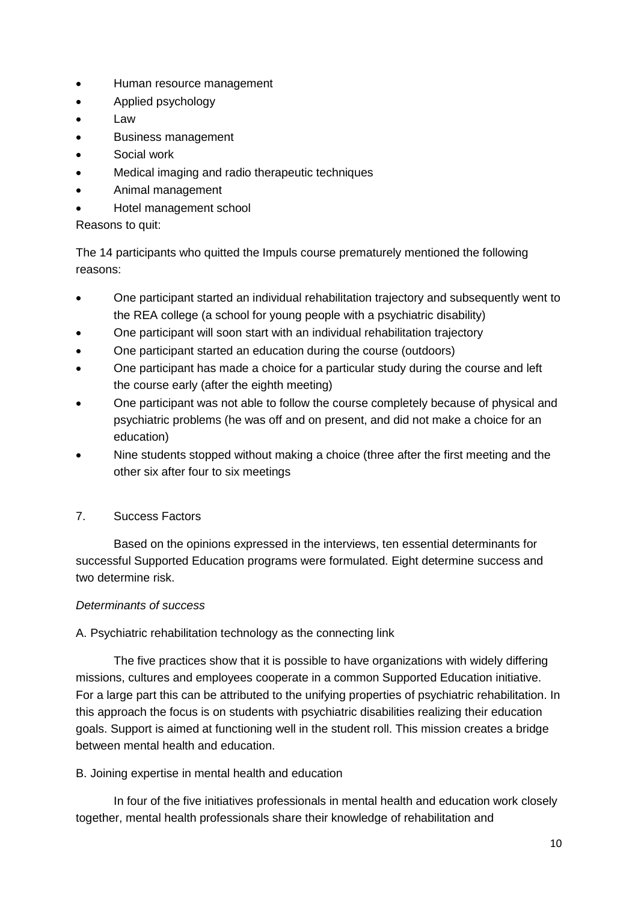- Human resource management
- Applied psychology
- Law
- Business management
- Social work
- Medical imaging and radio therapeutic techniques
- Animal management
- Hotel management school

Reasons to quit:

The 14 participants who quitted the Impuls course prematurely mentioned the following reasons:

- One participant started an individual rehabilitation trajectory and subsequently went to the REA college (a school for young people with a psychiatric disability)
- One participant will soon start with an individual rehabilitation trajectory
- One participant started an education during the course (outdoors)
- One participant has made a choice for a particular study during the course and left the course early (after the eighth meeting)
- One participant was not able to follow the course completely because of physical and psychiatric problems (he was off and on present, and did not make a choice for an education)
- Nine students stopped without making a choice (three after the first meeting and the other six after four to six meetings

## 7. Success Factors

Based on the opinions expressed in the interviews, ten essential determinants for successful Supported Education programs were formulated. Eight determine success and two determine risk.

*Determinants of success*

A. Psychiatric rehabilitation technology as the connecting link

The five practices show that it is possible to have organizations with widely differing missions, cultures and employees cooperate in a common Supported Education initiative. For a large part this can be attributed to the unifying properties of psychiatric rehabilitation. In this approach the focus is on students with psychiatric disabilities realizing their education goals. Support is aimed at functioning well in the student roll. This mission creates a bridge between mental health and education.

B. Joining expertise in mental health and education

In four of the five initiatives professionals in mental health and education work closely together, mental health professionals share their knowledge of rehabilitation and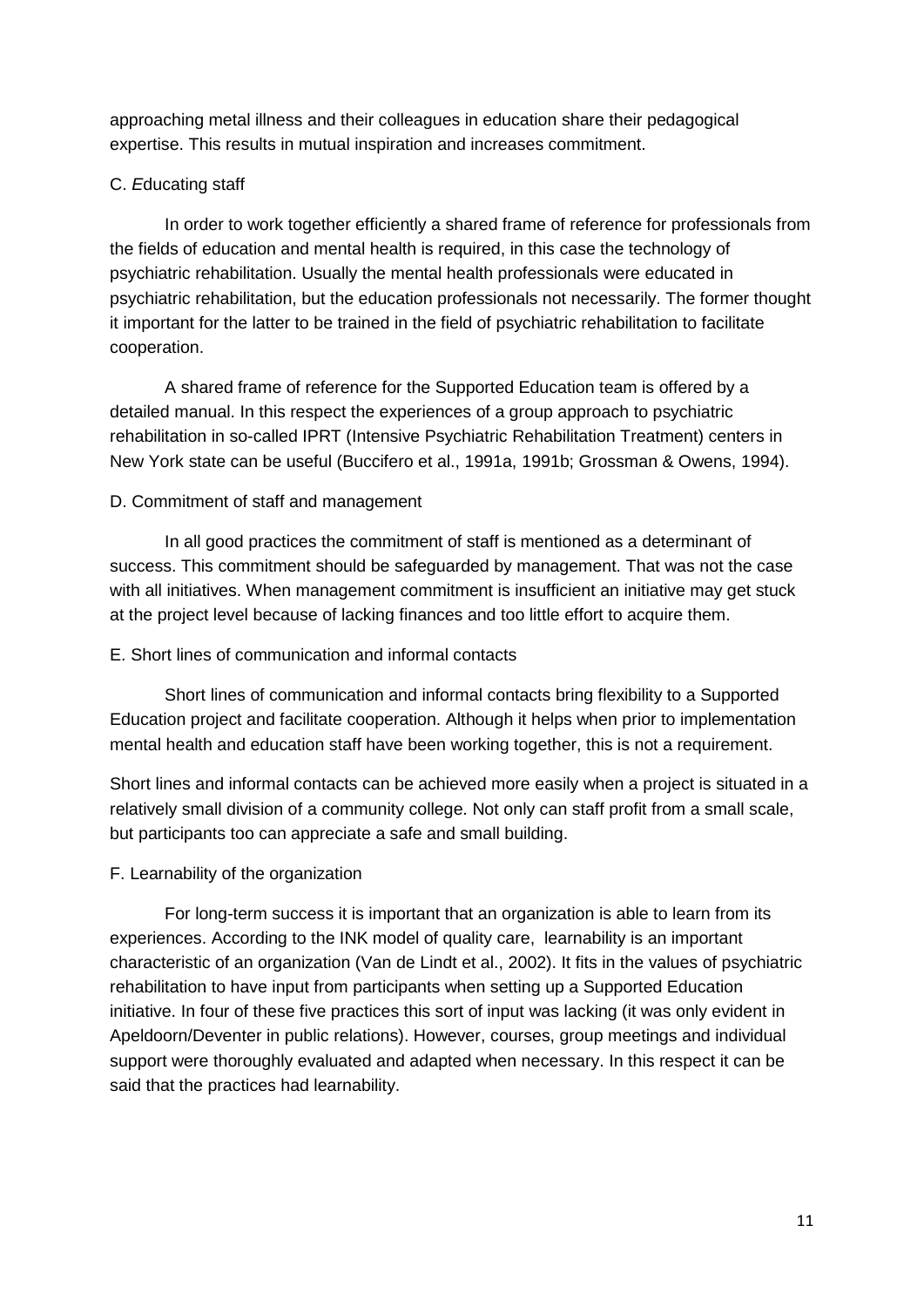approaching metal illness and their colleagues in education share their pedagogical expertise. This results in mutual inspiration and increases commitment.

### C. *E*ducating staff

In order to work together efficiently a shared frame of reference for professionals from the fields of education and mental health is required, in this case the technology of psychiatric rehabilitation. Usually the mental health professionals were educated in psychiatric rehabilitation, but the education professionals not necessarily. The former thought it important for the latter to be trained in the field of psychiatric rehabilitation to facilitate cooperation.

A shared frame of reference for the Supported Education team is offered by a detailed manual. In this respect the experiences of a group approach to psychiatric rehabilitation in so-called IPRT (Intensive Psychiatric Rehabilitation Treatment) centers in New York state can be useful (Buccifero et al., 1991a, 1991b; Grossman & Owens, 1994).

### D. Commitment of staff and management

In all good practices the commitment of staff is mentioned as a determinant of success. This commitment should be safeguarded by management. That was not the case with all initiatives. When management commitment is insufficient an initiative may get stuck at the project level because of lacking finances and too little effort to acquire them.

### E. Short lines of communication and informal contacts

Short lines of communication and informal contacts bring flexibility to a Supported Education project and facilitate cooperation. Although it helps when prior to implementation mental health and education staff have been working together, this is not a requirement.

Short lines and informal contacts can be achieved more easily when a project is situated in a relatively small division of a community college. Not only can staff profit from a small scale, but participants too can appreciate a safe and small building.

### F. Learnability of the organization

For long-term success it is important that an organization is able to learn from its experiences. According to the INK model of quality care, learnability is an important characteristic of an organization (Van de Lindt et al., 2002). It fits in the values of psychiatric rehabilitation to have input from participants when setting up a Supported Education initiative. In four of these five practices this sort of input was lacking (it was only evident in Apeldoorn/Deventer in public relations). However, courses, group meetings and individual support were thoroughly evaluated and adapted when necessary. In this respect it can be said that the practices had learnability.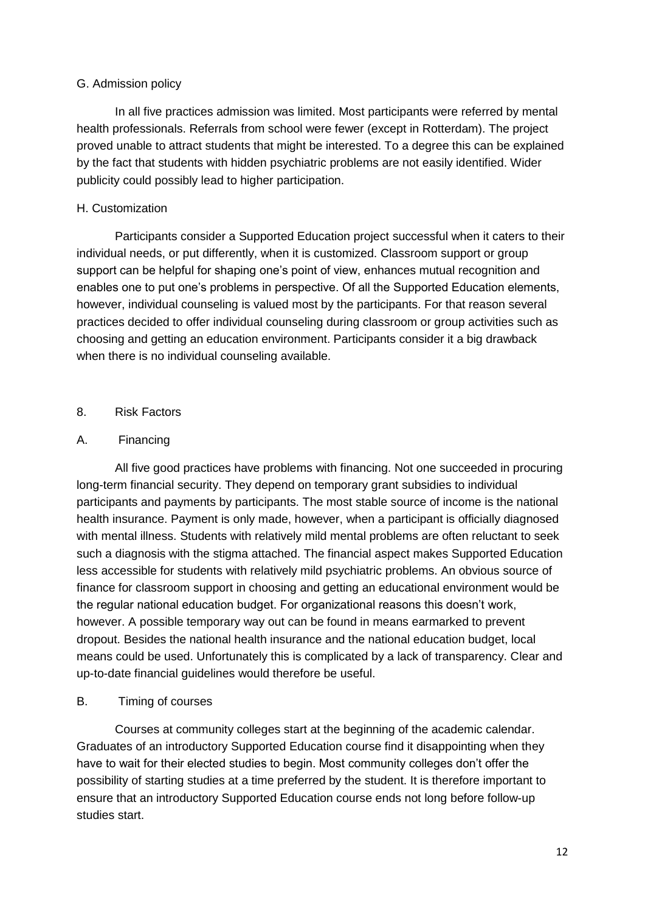### G. Admission policy

In all five practices admission was limited. Most participants were referred by mental health professionals. Referrals from school were fewer (except in Rotterdam). The project proved unable to attract students that might be interested. To a degree this can be explained by the fact that students with hidden psychiatric problems are not easily identified. Wider publicity could possibly lead to higher participation.

### H. Customization

Participants consider a Supported Education project successful when it caters to their individual needs, or put differently, when it is customized. Classroom support or group support can be helpful for shaping one's point of view, enhances mutual recognition and enables one to put one's problems in perspective. Of all the Supported Education elements, however, individual counseling is valued most by the participants. For that reason several practices decided to offer individual counseling during classroom or group activities such as choosing and getting an education environment. Participants consider it a big drawback when there is no individual counseling available.

## 8. Risk Factors

### A. Financing

All five good practices have problems with financing. Not one succeeded in procuring long-term financial security. They depend on temporary grant subsidies to individual participants and payments by participants. The most stable source of income is the national health insurance. Payment is only made, however, when a participant is officially diagnosed with mental illness. Students with relatively mild mental problems are often reluctant to seek such a diagnosis with the stigma attached. The financial aspect makes Supported Education less accessible for students with relatively mild psychiatric problems. An obvious source of finance for classroom support in choosing and getting an educational environment would be the regular national education budget. For organizational reasons this doesn't work, however. A possible temporary way out can be found in means earmarked to prevent dropout. Besides the national health insurance and the national education budget, local means could be used. Unfortunately this is complicated by a lack of transparency. Clear and up-to-date financial guidelines would therefore be useful.

### B. Timing of courses

Courses at community colleges start at the beginning of the academic calendar. Graduates of an introductory Supported Education course find it disappointing when they have to wait for their elected studies to begin. Most community colleges don't offer the possibility of starting studies at a time preferred by the student. It is therefore important to ensure that an introductory Supported Education course ends not long before follow-up studies start.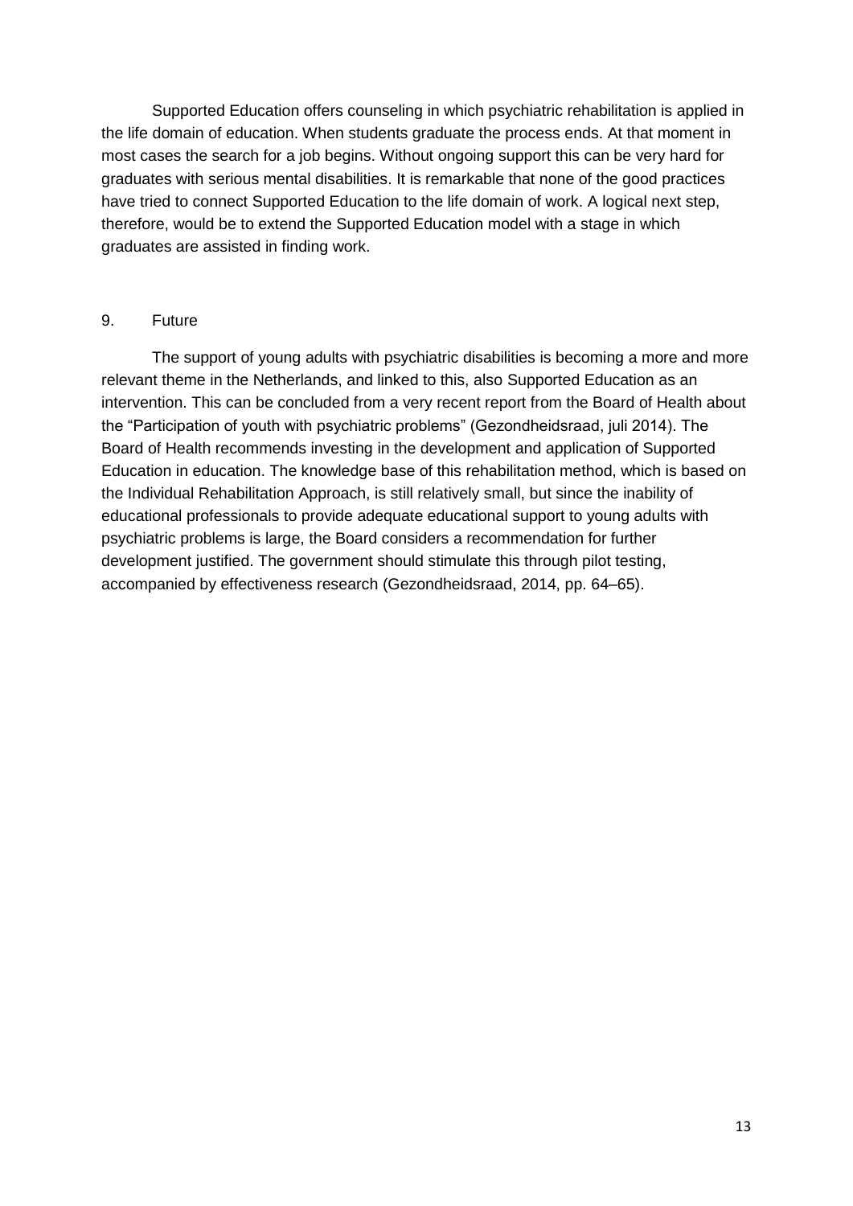Supported Education offers counseling in which psychiatric rehabilitation is applied in the life domain of education. When students graduate the process ends. At that moment in most cases the search for a job begins. Without ongoing support this can be very hard for graduates with serious mental disabilities. It is remarkable that none of the good practices have tried to connect Supported Education to the life domain of work. A logical next step, therefore, would be to extend the Supported Education model with a stage in which graduates are assisted in finding work.

## 9. Future

The support of young adults with psychiatric disabilities is becoming a more and more relevant theme in the Netherlands, and linked to this, also Supported Education as an intervention. This can be concluded from a very recent report from the Board of Health about the "Participation of youth with psychiatric problems" (Gezondheidsraad, juli 2014). The Board of Health recommends investing in the development and application of Supported Education in education. The knowledge base of this rehabilitation method, which is based on the Individual Rehabilitation Approach, is still relatively small, but since the inability of educational professionals to provide adequate educational support to young adults with psychiatric problems is large, the Board considers a recommendation for further development justified. The government should stimulate this through pilot testing, accompanied by effectiveness research (Gezondheidsraad, 2014, pp. 64–65).